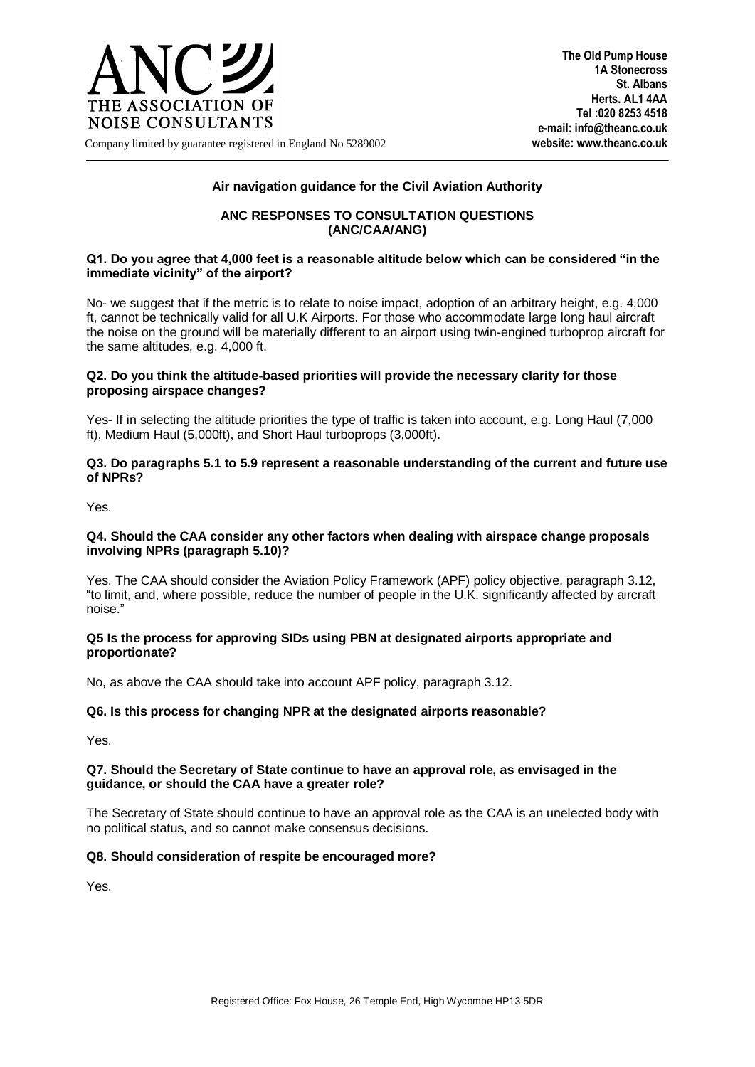ANC THE ASSOCIATION OF NOISE CONSULTANTS

Company limited by guarantee registered in England No 5289002

**The Old Pump House**
**1A Stonecross**
**St. Albans**
**Herts. AL1 4AA**
**Tel :020 8253 4518**
**e-mail: info@theanc.co.uk**
**website: www.theanc.co.uk**

## Air navigation guidance for the Civil Aviation Authority

### ANC RESPONSES TO CONSULTATION QUESTIONS (ANC/CAA/ANG)

**Q1. Do you agree that 4,000 feet is a reasonable altitude below which can be considered "in the immediate vicinity" of the airport?**

No- we suggest that if the metric is to relate to noise impact, adoption of an arbitrary height, e.g. 4,000 ft, cannot be technically valid for all U.K Airports. For those who accommodate large long haul aircraft the noise on the ground will be materially different to an airport using twin-engined turboprop aircraft for the same altitudes, e.g. 4,000 ft.

**Q2. Do you think the altitude-based priorities will provide the necessary clarity for those proposing airspace changes?**

Yes- If in selecting the altitude priorities the type of traffic is taken into account, e.g. Long Haul (7,000 ft), Medium Haul (5,000ft), and Short Haul turboprops (3,000ft).

**Q3. Do paragraphs 5.1 to 5.9 represent a reasonable understanding of the current and future use of NPRs?**

Yes.

**Q4. Should the CAA consider any other factors when dealing with airspace change proposals involving NPRs (paragraph 5.10)?**

Yes. The CAA should consider the Aviation Policy Framework (APF) policy objective, paragraph 3.12, "to limit, and, where possible, reduce the number of people in the U.K. significantly affected by aircraft noise."

**Q5 Is the process for approving SIDs using PBN at designated airports appropriate and proportionate?**

No, as above the CAA should take into account APF policy, paragraph 3.12.

**Q6. Is this process for changing NPR at the designated airports reasonable?**

Yes.

**Q7. Should the Secretary of State continue to have an approval role, as envisaged in the guidance, or should the CAA have a greater role?**

The Secretary of State should continue to have an approval role as the CAA is an unelected body with no political status, and so cannot make consensus decisions.

**Q8. Should consideration of respite be encouraged more?**

Yes.

Registered Office: Fox House, 26 Temple End, High Wycombe HP13 5DR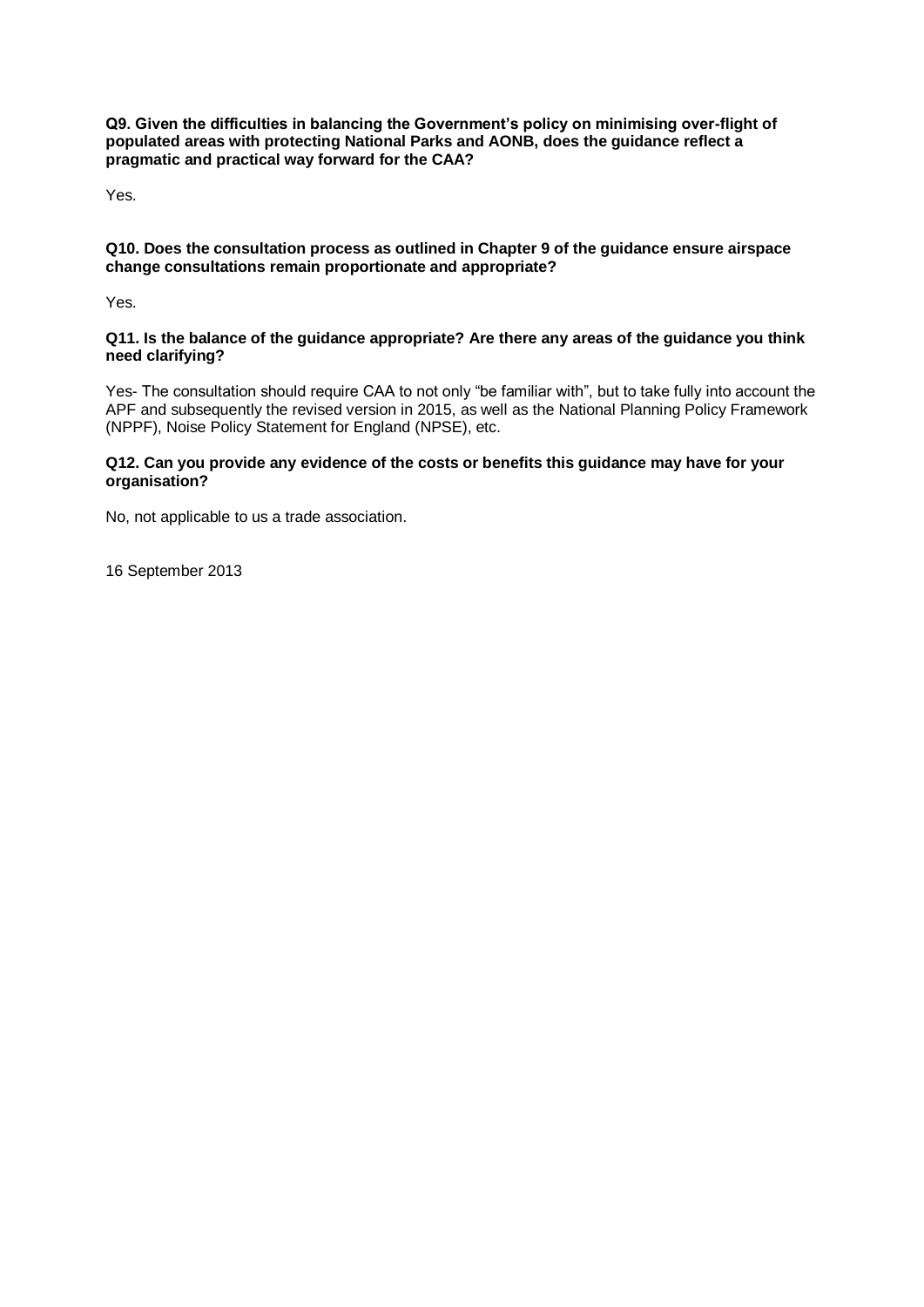**Q9. Given the difficulties in balancing the Government's policy on minimising over-flight of populated areas with protecting National Parks and AONB, does the guidance reflect a pragmatic and practical way forward for the CAA?**

Yes.

**Q10. Does the consultation process as outlined in Chapter 9 of the guidance ensure airspace change consultations remain proportionate and appropriate?**

Yes.

**Q11. Is the balance of the guidance appropriate? Are there any areas of the guidance you think need clarifying?**

Yes- The consultation should require CAA to not only "be familiar with", but to take fully into account the APF and subsequently the revised version in 2015, as well as the National Planning Policy Framework (NPPF), Noise Policy Statement for England (NPSE), etc.

**Q12. Can you provide any evidence of the costs or benefits this guidance may have for your organisation?**

No, not applicable to us a trade association.

16 September 2013